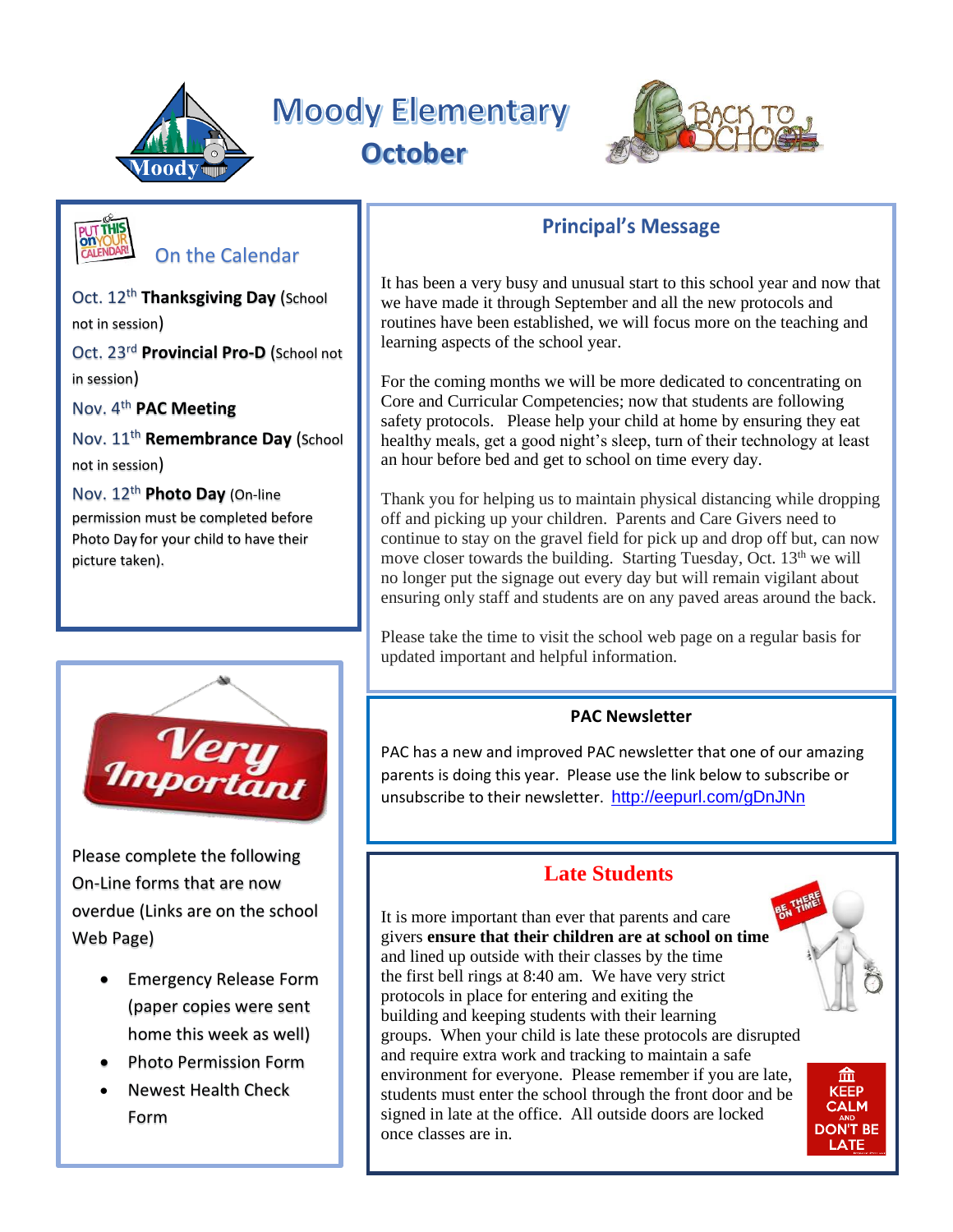# Moody Elementary

## October

## On the Calendar

Oct. 12th **Thanksgiving Day** (School not in session)

Oct. 23rd **Provincial Pro-D** (School not in session)

Nov. 4th **PAC Meeting**

Nov. 11th **Remembrance Day** (School not in session)

Nov. 12th **Photo Day** (On-line permission must be completed before Photo Day for your child to have their picture taken).

## Very Important

Please complete the following On-Line forms that are now overdue (Links are on the school Web Page)

- Emergency Release Form (paper copies were sent home this week as well)
- Photo Permission Form
- Newest Health Check Form

## Principal's Message

It has been a very busy and unusual start to this school year and now that we have made it through September and all the new protocols and routines have been established, we will focus more on the teaching and learning aspects of the school year.

For the coming months we will be more dedicated to concentrating on Core and Curricular Competencies; now that students are following safety protocols. Please help your child at home by ensuring they eat healthy meals, get a good night's sleep, turn of their technology at least an hour before bed and get to school on time every day.

Thank you for helping us to maintain physical distancing while dropping off and picking up your children. Parents and Care Givers need to continue to stay on the gravel field for pick up and drop off but, can now move closer towards the building. Starting Tuesday, Oct. 13th we will no longer put the signage out every day but will remain vigilant about ensuring only staff and students are on any paved areas around the back.

Please take the time to visit the school web page on a regular basis for updated important and helpful information.

## PAC Newsletter

PAC has a new and improved PAC newsletter that one of our amazing parents is doing this year. Please use the link below to subscribe or unsubscribe to their newsletter. http://eepurl.com/gDnJNn

## Late Students

It is more important than ever that parents and care givers **ensure that their children are at school on time** and lined up outside with their classes by the time the first bell rings at 8:40 am. We have very strict protocols in place for entering and exiting the building and keeping students with their learning groups. When your child is late these protocols are disrupted and require extra work and tracking to maintain a safe environment for everyone. Please remember if you are late, students must enter the school through the front door and be signed in late at the office. All outside doors are locked once classes are in.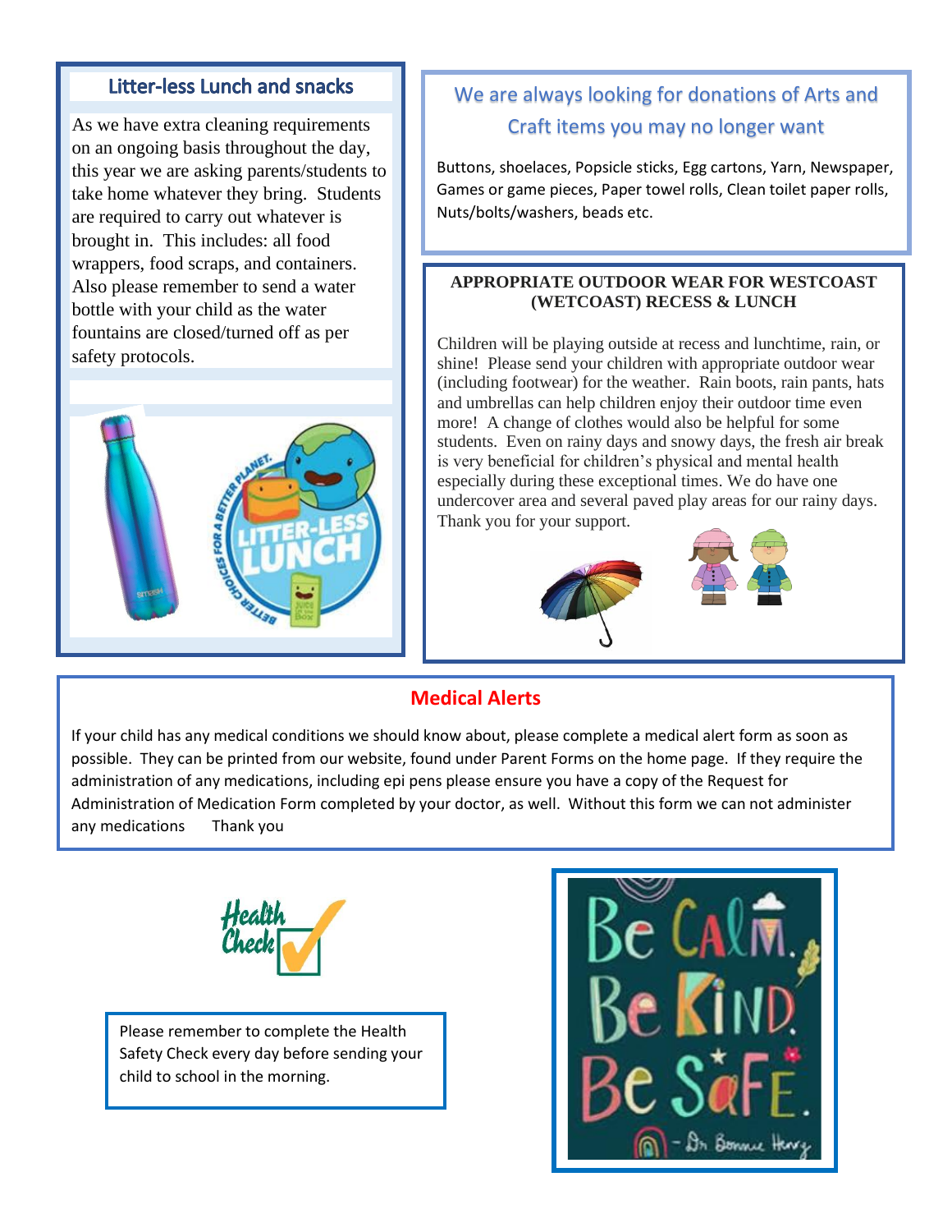## Litter-less Lunch and snacks

As we have extra cleaning requirements on an ongoing basis throughout the day, this year we are asking parents/students to take home whatever they bring. Students are required to carry out whatever is brought in. This includes: all food wrappers, food scraps, and containers. Also please remember to send a water bottle with your child as the water fountains are closed/turned off as per safety protocols.

## We are always looking for donations of Arts and Craft items you may no longer want

Buttons, shoelaces, Popsicle sticks, Egg cartons, Yarn, Newspaper, Games or game pieces, Paper towel rolls, Clean toilet paper rolls, Nuts/bolts/washers, beads etc.

## APPROPRIATE OUTDOOR WEAR FOR WESTCOAST (WETCOAST) RECESS & LUNCH

Children will be playing outside at recess and lunchtime, rain, or shine! Please send your children with appropriate outdoor wear (including footwear) for the weather. Rain boots, rain pants, hats and umbrellas can help children enjoy their outdoor time even more! A change of clothes would also be helpful for some students. Even on rainy days and snowy days, the fresh air break is very beneficial for children's physical and mental health especially during these exceptional times. We do have one undercover area and several paved play areas for our rainy days. Thank you for your support.

## Medical Alerts

If your child has any medical conditions we should know about, please complete a medical alert form as soon as possible. They can be printed from our website, found under Parent Forms on the home page. If they require the administration of any medications, including epi pens please ensure you have a copy of the Request for Administration of Medication Form completed by your doctor, as well. Without this form we can not administer any medications Thank you

Health Check

Please remember to complete the Health Safety Check every day before sending your child to school in the morning.

Be Calm. Be Kind. Be Safe. - Dr Bonnie Henry